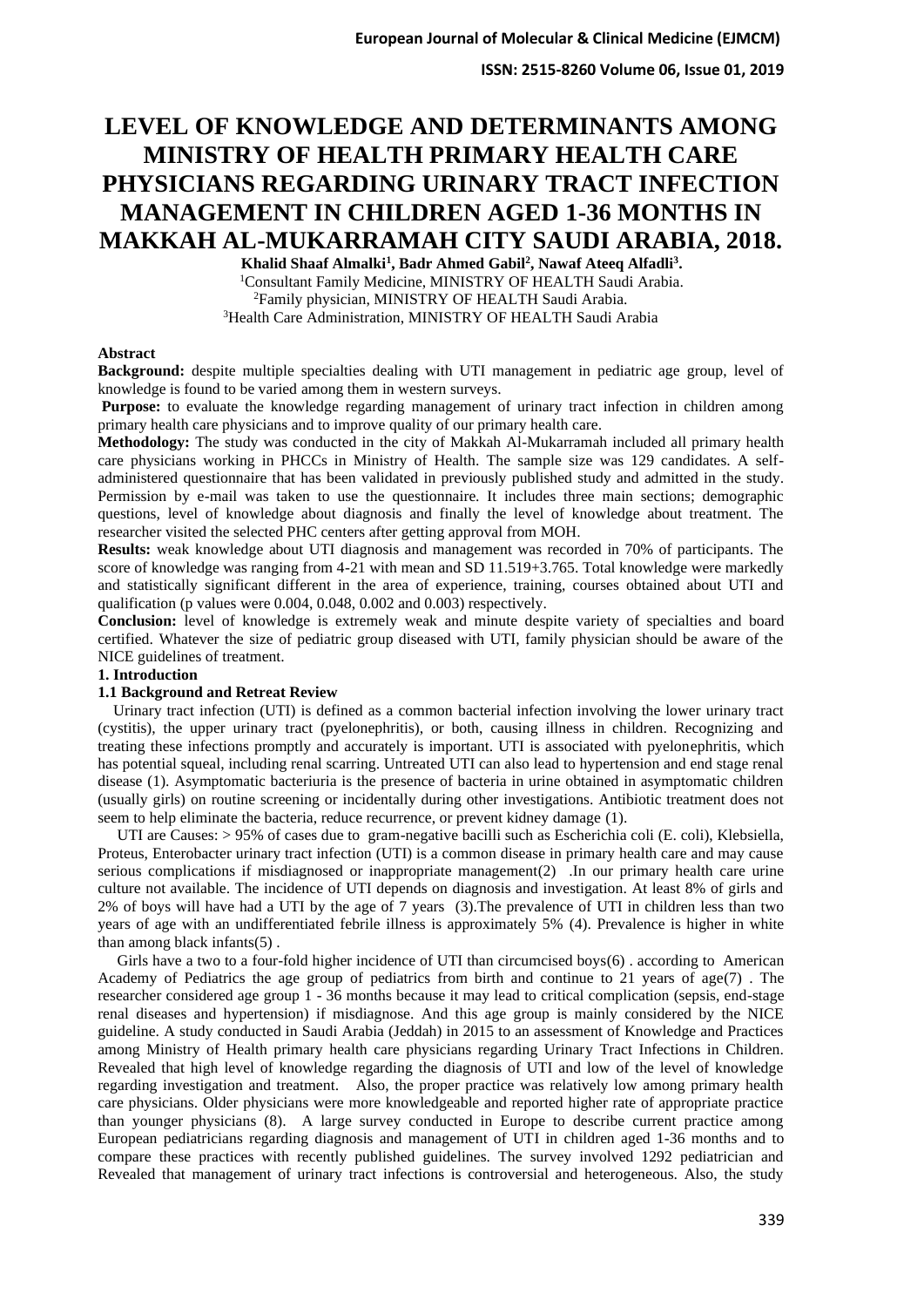# LEVEL OF KNOWLEDGE AND DETERMINANTS AMONG MINISTRY OF HEALTH PRIMARY HEALTH CARE PHYSICIANS REGARDING URINARY TRACT INFECTION MANAGEMENT IN CHILDREN AGED 1-36 MONTHS IN MAKKAH AL-MUKARRAMAH CITY SAUDI ARABIA, 2018.

**Khalid Shaaf Almalki[1], Badr Ahmed Gabil[2], Nawaf Ateeq Alfadi[3].**

[1]Consultant Family Medicine, MINISTRY OF HEALTH Saudi Arabia.
[2]Family physician, MINISTRY OF HEALTH Saudi Arabia.
[3]Health Care Administration, MINISTRY OF HEALTH Saudi Arabia

**Abstract**

**Background:** despite multiple specialties dealing with UTI management in pediatric age group, level of knowledge is found to be varied among them in western surveys.

**Purpose:** to evaluate the knowledge regarding management of urinary tract infection in children among primary health care physicians and to improve quality of our primary health care.

**Methodology:** The study was conducted in the city of Makkah Al-Mukarramah included all primary health care physicians working in PHCCs in Ministry of Health. The sample size was 129 candidates. A self-administered questionnaire that has been validated in previously published study and admitted in the study. Permission by e-mail was taken to use the questionnaire. It includes three main sections; demographic questions, level of knowledge about diagnosis and finally the level of knowledge about treatment. The researcher visited the selected PHC centers after getting approval from MOH.

**Results:** weak knowledge about UTI diagnosis and management was recorded in 70% of participants. The score of knowledge was ranging from 4-21 with mean and SD 11.519+3.765. Total knowledge were markedly and statistically significant different in the area of experience, training, courses obtained about UTI and qualification (p values were 0.004, 0.048, 0.002 and 0.003) respectively.

**Conclusion:** level of knowledge is extremely weak and minute despite variety of specialties and board certified. Whatever the size of pediatric group diseased with UTI, family physician should be aware of the NICE guidelines of treatment.

## 1. Introduction

### 1.1 Background and Retreat Review

Urinary tract infection (UTI) is defined as a common bacterial infection involving the lower urinary tract (cystitis), the upper urinary tract (pyelonephritis), or both, causing illness in children. Recognizing and treating these infections promptly and accurately is important. UTI is associated with pyelonephritis, which has potential squeal, including renal scarring. Untreated UTI can also lead to hypertension and end stage renal disease (1). Asymptomatic bacteriuria is the presence of bacteria in urine obtained in asymptomatic children (usually girls) on routine screening or incidentally during other investigations. Antibiotic treatment does not seem to help eliminate the bacteria, reduce recurrence, or prevent kidney damage (1).

UTI are Causes: > 95% of cases due to gram-negative bacilli such as Escherichia coli (E. coli), Klebsiella, Proteus, Enterobacter urinary tract infection (UTI) is a common disease in primary health care and may cause serious complications if misdiagnosed or inappropriate management(2) .In our primary health care urine culture not available. The incidence of UTI depends on diagnosis and investigation. At least 8% of girls and 2% of boys will have had a UTI by the age of 7 years (3).The prevalence of UTI in children less than two years of age with an undifferentiated febrile illness is approximately 5% (4). Prevalence is higher in white than among black infants(5) .

Girls have a two to a four-fold higher incidence of UTI than circumcised boys(6) . according to American Academy of Pediatrics the age group of pediatrics from birth and continue to 21 years of age(7) . The researcher considered age group 1 - 36 months because it may lead to critical complication (sepsis, end-stage renal diseases and hypertension) if misdiagnose. And this age group is mainly considered by the NICE guideline. A study conducted in Saudi Arabia (Jeddah) in 2015 to an assessment of Knowledge and Practices among Ministry of Health primary health care physicians regarding Urinary Tract Infections in Children. Revealed that high level of knowledge regarding the diagnosis of UTI and low of the level of knowledge regarding investigation and treatment. Also, the proper practice was relatively low among primary health care physicians. Older physicians were more knowledgeable and reported higher rate of appropriate practice than younger physicians (8). A large survey conducted in Europe to describe current practice among European pediatricians regarding diagnosis and management of UTI in children aged 1-36 months and to compare these practices with recently published guidelines. The survey involved 1292 pediatrician and Revealed that management of urinary tract infections is controversial and heterogeneous. Also, the study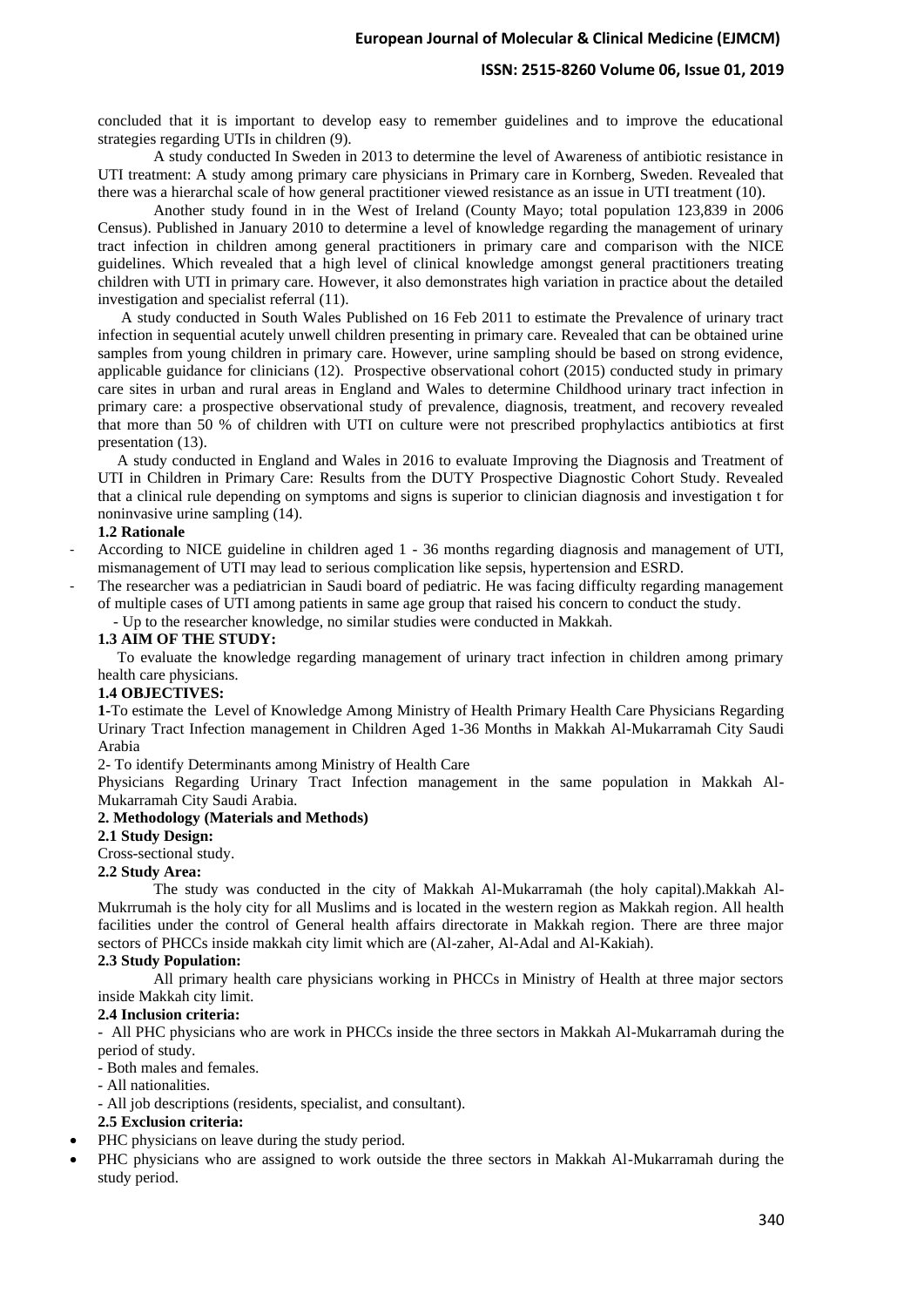concluded that it is important to develop easy to remember guidelines and to improve the educational strategies regarding UTIs in children (9).

A study conducted In Sweden in 2013 to determine the level of Awareness of antibiotic resistance in UTI treatment: A study among primary care physicians in Primary care in Kornberg, Sweden. Revealed that there was a hierarchal scale of how general practitioner viewed resistance as an issue in UTI treatment (10).

Another study found in in the West of Ireland (County Mayo; total population 123,839 in 2006 Census). Published in January 2010 to determine a level of knowledge regarding the management of urinary tract infection in children among general practitioners in primary care and comparison with the NICE guidelines. Which revealed that a high level of clinical knowledge amongst general practitioners treating children with UTI in primary care. However, it also demonstrates high variation in practice about the detailed investigation and specialist referral (11).

A study conducted in South Wales Published on 16 Feb 2011 to estimate the Prevalence of urinary tract infection in sequential acutely unwell children presenting in primary care. Revealed that can be obtained urine samples from young children in primary care. However, urine sampling should be based on strong evidence, applicable guidance for clinicians (12). Prospective observational cohort (2015) conducted study in primary care sites in urban and rural areas in England and Wales to determine Childhood urinary tract infection in primary care: a prospective observational study of prevalence, diagnosis, treatment, and recovery revealed that more than 50 % of children with UTI on culture were not prescribed prophylactics antibiotics at first presentation (13).

A study conducted in England and Wales in 2016 to evaluate Improving the Diagnosis and Treatment of UTI in Children in Primary Care: Results from the DUTY Prospective Diagnostic Cohort Study. Revealed that a clinical rule depending on symptoms and signs is superior to clinician diagnosis and investigation t for noninvasive urine sampling (14).

### 1.2 Rationale

- According to NICE guideline in children aged 1 - 36 months regarding diagnosis and management of UTI, mismanagement of UTI may lead to serious complication like sepsis, hypertension and ESRD.
- The researcher was a pediatrician in Saudi board of pediatric. He was facing difficulty regarding management of multiple cases of UTI among patients in same age group that raised his concern to conduct the study.
- Up to the researcher knowledge, no similar studies were conducted in Makkah.

### 1.3 AIM OF THE STUDY:

To evaluate the knowledge regarding management of urinary tract infection in children among primary health care physicians.

### 1.4 OBJECTIVES:

**1-**To estimate the Level of Knowledge Among Ministry of Health Primary Health Care Physicians Regarding Urinary Tract Infection management in Children Aged 1-36 Months in Makkah Al-Mukarramah City Saudi Arabia

2- To identify Determinants among Ministry of Health Care Physicians Regarding Urinary Tract Infection management in the same population in Makkah Al-Mukarramah City Saudi Arabia.

## 2. Methodology (Materials and Methods)

### 2.1 Study Design:

Cross-sectional study.

### 2.2 Study Area:

The study was conducted in the city of Makkah Al-Mukarramah (the holy capital).Makkah Al-Mukrrumah is the holy city for all Muslims and is located in the western region as Makkah region. All health facilities under the control of General health affairs directorate in Makkah region. There are three major sectors of PHCCs inside makkah city limit which are (Al-zaher, Al-Adal and Al-Kakiah).

### 2.3 Study Population:

All primary health care physicians working in PHCCs in Ministry of Health at three major sectors inside Makkah city limit.

### 2.4 Inclusion criteria:

- All PHC physicians who are work in PHCCs inside the three sectors in Makkah Al-Mukarramah during the period of study.
- Both males and females.
- All nationalities.
- All job descriptions (residents, specialist, and consultant).

### 2.5 Exclusion criteria:

- PHC physicians on leave during the study period.
- PHC physicians who are assigned to work outside the three sectors in Makkah Al-Mukarramah during the study period.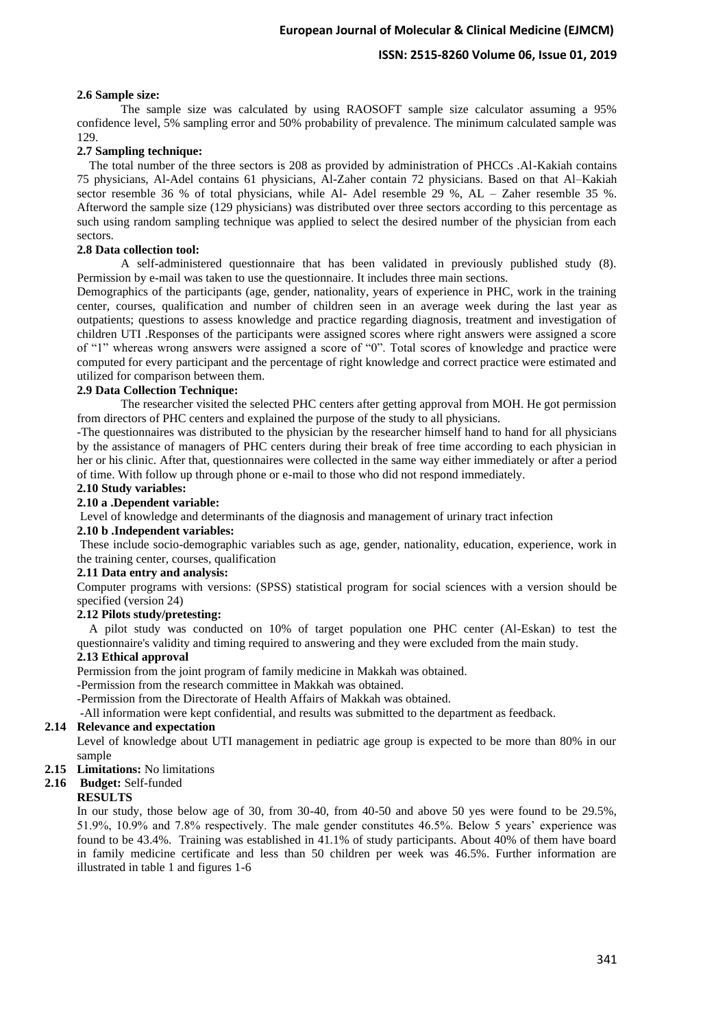### 2.6 Sample size:

The sample size was calculated by using RAOSOFT sample size calculator assuming a 95% confidence level, 5% sampling error and 50% probability of prevalence. The minimum calculated sample was 129.

### 2.7 Sampling technique:

The total number of the three sectors is 208 as provided by administration of PHCCs .Al-Kakiah contains 75 physicians, Al-Adel contains 61 physicians, Al-Zaher contain 72 physicians. Based on that Al–Kakiah sector resemble 36 % of total physicians, while Al- Adel resemble 29 %, AL – Zaher resemble 35 %. Afterword the sample size (129 physicians) was distributed over three sectors according to this percentage as such using random sampling technique was applied to select the desired number of the physician from each sectors.

### 2.8 Data collection tool:

A self-administered questionnaire that has been validated in previously published study (8). Permission by e-mail was taken to use the questionnaire. It includes three main sections.

Demographics of the participants (age, gender, nationality, years of experience in PHC, work in the training center, courses, qualification and number of children seen in an average week during the last year as outpatients; questions to assess knowledge and practice regarding diagnosis, treatment and investigation of children UTI .Responses of the participants were assigned scores where right answers were assigned a score of "1" whereas wrong answers were assigned a score of "0". Total scores of knowledge and practice were computed for every participant and the percentage of right knowledge and correct practice were estimated and utilized for comparison between them.

### 2.9 Data Collection Technique:

The researcher visited the selected PHC centers after getting approval from MOH. He got permission from directors of PHC centers and explained the purpose of the study to all physicians.

-The questionnaires was distributed to the physician by the researcher himself hand to hand for all physicians by the assistance of managers of PHC centers during their break of free time according to each physician in her or his clinic. After that, questionnaires were collected in the same way either immediately or after a period of time. With follow up through phone or e-mail to those who did not respond immediately.

### 2.10 Study variables:

#### 2.10 a .Dependent variable:

Level of knowledge and determinants of the diagnosis and management of urinary tract infection

#### 2.10 b .Independent variables:

These include socio-demographic variables such as age, gender, nationality, education, experience, work in the training center, courses, qualification

### 2.11 Data entry and analysis:

Computer programs with versions: (SPSS) statistical program for social sciences with a version should be specified (version 24)

### 2.12 Pilots study/pretesting:

A pilot study was conducted on 10% of target population one PHC center (Al-Eskan) to test the questionnaire's validity and timing required to answering and they were excluded from the main study.

### 2.13 Ethical approval

Permission from the joint program of family medicine in Makkah was obtained.

-Permission from the research committee in Makkah was obtained.

-Permission from the Directorate of Health Affairs of Makkah was obtained.

-All information were kept confidential, and results was submitted to the department as feedback.

### 2.14 Relevance and expectation

Level of knowledge about UTI management in pediatric age group is expected to be more than 80% in our sample

### 2.15 Limitations: No limitations

### 2.16 Budget: Self-funded

## RESULTS

In our study, those below age of 30, from 30-40, from 40-50 and above 50 yes were found to be 29.5%, 51.9%, 10.9% and 7.8% respectively. The male gender constitutes 46.5%. Below 5 years' experience was found to be 43.4%. Training was established in 41.1% of study participants. About 40% of them have board in family medicine certificate and less than 50 children per week was 46.5%. Further information are illustrated in table 1 and figures 1-6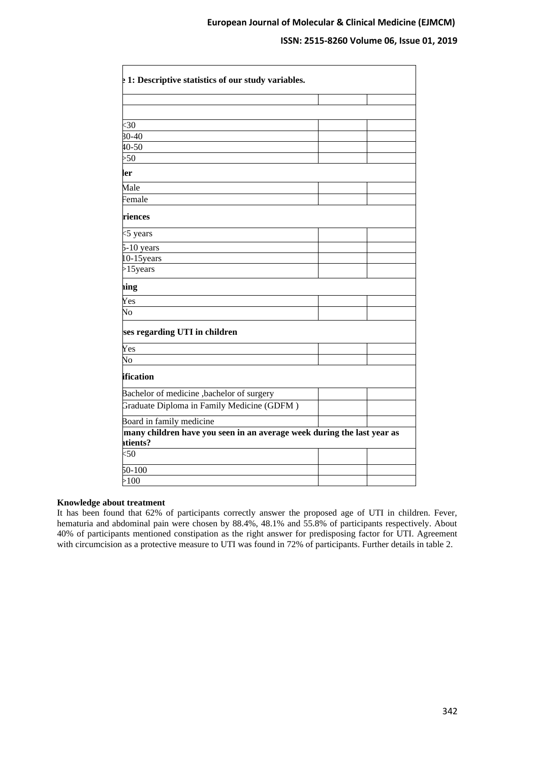| e 1: Descriptive statistics of our study variables. | | |
|---|---|---|
| | | |
| | | |
| <30 | | |
| 30-40 | | |
| 40-50 | | |
| >50 | | |
| **ler** | | |
| Male | | |
| Female | | |
| **riences** | | |
| <5 years | | |
| 5-10 years | | |
| 10-15years | | |
| >15years | | |
| **ning** | | |
| Yes | | |
| No | | |
| **ses regarding UTI in children** | | |
| Yes | | |
| No | | |
| **ification** | | |
| Bachelor of medicine ,bachelor of surgery | | |
| Graduate Diploma in Family Medicine (GDFM ) | | |
| Board in family medicine | | |
| **many children have you seen in an average week during the last year as atients?** | | |
| <50 | | |
| 50-100 | | |
| >100 | | |

**Knowledge about treatment**

It has been found that 62% of participants correctly answer the proposed age of UTI in children. Fever, hematuria and abdominal pain were chosen by 88.4%, 48.1% and 55.8% of participants respectively. About 40% of participants mentioned constipation as the right answer for predisposing factor for UTI. Agreement with circumcision as a protective measure to UTI was found in 72% of participants. Further details in table 2.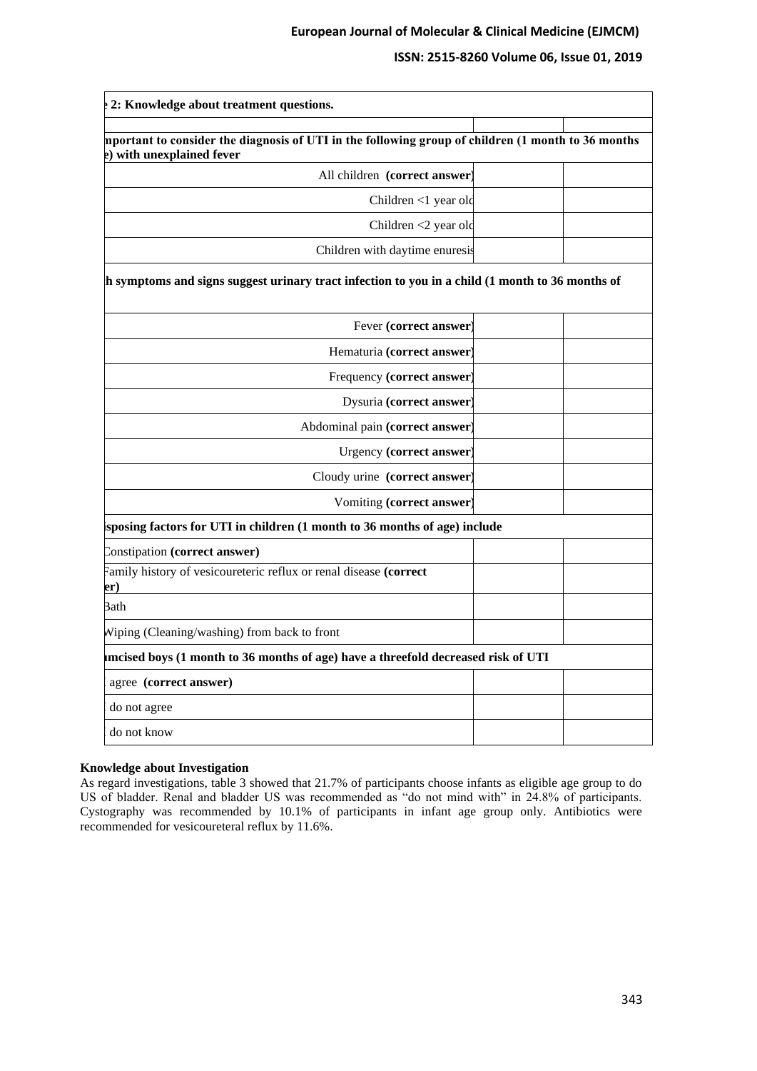| 2: Knowledge about treatment questions. | | |
|---|---|---|
| | | |
| mportant to consider the diagnosis of UTI in the following group of children (1 month to 36 months e) with unexplained fever | | |
| All children **(correct answer)** | | |
| Children <1 year old | | |
| Children <2 year old | | |
| Children with daytime enuresis | | |
| h symptoms and signs suggest urinary tract infection to you in a child (1 month to 36 months of | | |
| Fever **(correct answer)** | | |
| Hematuria **(correct answer)** | | |
| Frequency **(correct answer)** | | |
| Dysuria **(correct answer)** | | |
| Abdominal pain **(correct answer)** | | |
| Urgency **(correct answer)** | | |
| Cloudy urine **(correct answer)** | | |
| Vomiting **(correct answer)** | | |
| isposing factors for UTI in children (1 month to 36 months of age) include | | |
| Constipation **(correct answer)** | | |
| Family history of vesicoureteric reflux or renal disease **(correct er)** | | |
| Bath | | |
| Wiping (Cleaning/washing) from back to front | | |
| ımcised boys (1 month to 36 months of age) have a threefold decreased risk of UTI | | |
| agree **(correct answer)** | | |
| do not agree | | |
| do not know | | |

**Knowledge about Investigation**

As regard investigations, table 3 showed that 21.7% of participants choose infants as eligible age group to do US of bladder. Renal and bladder US was recommended as "do not mind with" in 24.8% of participants. Cystography was recommended by 10.1% of participants in infant age group only. Antibiotics were recommended for vesicoureteral reflux by 11.6%.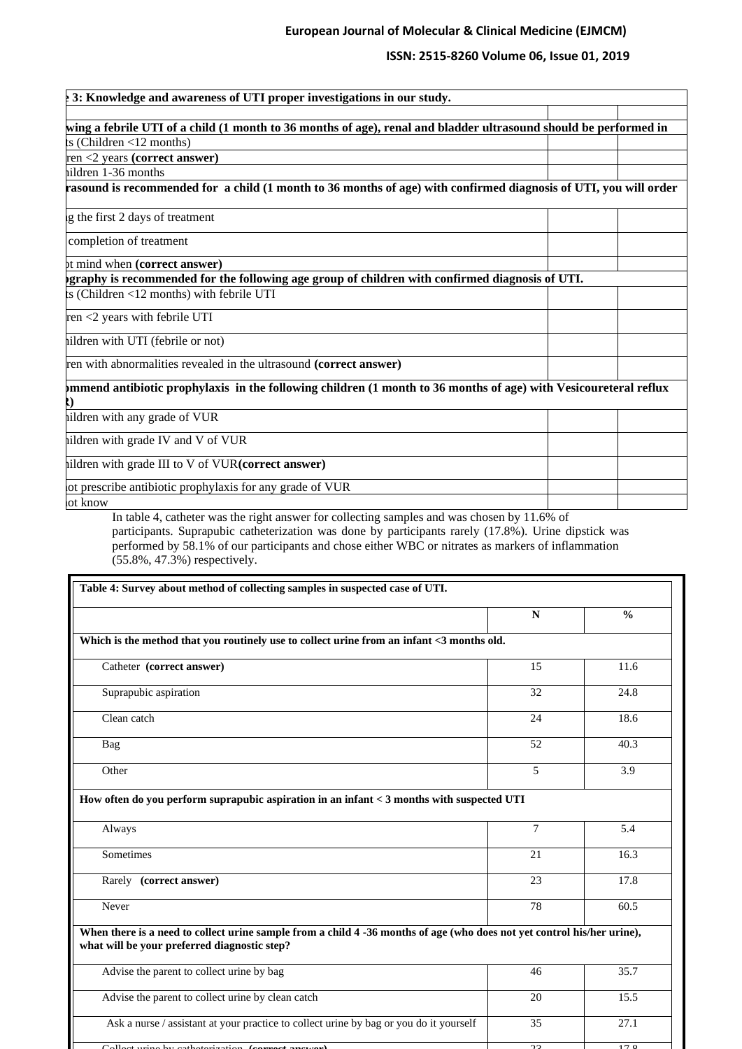| 3: Knowledge and awareness of UTI proper investigations in our study. | | |
|---|---|---|
| | | |
| **wing a febrile UTI of a child (1 month to 36 months of age), renal and bladder ultrasound should be performed in** | | |
| ts (Children <12 months) | | |
| ren <2 years **(correct answer)** | | |
| hildren 1-36 months | | |
| **rasound is recommended for a child (1 month to 36 months of age) with confirmed diagnosis of UTI, you will order** | | |
| g the first 2 days of treatment | | |
| completion of treatment | | |
| ot mind when **(correct answer)** | | |
| **ography is recommended for the following age group of children with confirmed diagnosis of UTI.** | | |
| ts (Children <12 months) with febrile UTI | | |
| ren <2 years with febrile UTI | | |
| hildren with UTI (febrile or not) | | |
| ren with abnormalities revealed in the ultrasound **(correct answer)** | | |
| **ommend antibiotic prophylaxis in the following children (1 month to 36 months of age) with Vesicoureteral reflux R)** | | |
| hildren with any grade of VUR | | |
| hildren with grade IV and V of VUR | | |
| hildren with grade III to V of VUR **(correct answer)** | | |
| ot prescribe antibiotic prophylaxis for any grade of VUR | | |
| ot know | | |

In table 4, catheter was the right answer for collecting samples and was chosen by 11.6% of participants. Suprapubic catheterization was done by participants rarely (17.8%). Urine dipstick was performed by 58.1% of our participants and chose either WBC or nitrates as markers of inflammation (55.8%, 47.3%) respectively.

| Table 4: Survey about method of collecting samples in suspected case of UTI. | | |
|---|---|---|
| | **N** | **%** |
| **Which is the method that you routinely use to collect urine from an infant <3 months old.** | | |
| Catheter **(correct answer)** | 15 | 11.6 |
| Suprapubic aspiration | 32 | 24.8 |
| Clean catch | 24 | 18.6 |
| Bag | 52 | 40.3 |
| Other | 5 | 3.9 |
| **How often do you perform suprapubic aspiration in an infant < 3 months with suspected UTI** | | |
| Always | 7 | 5.4 |
| Sometimes | 21 | 16.3 |
| Rarely **(correct answer)** | 23 | 17.8 |
| Never | 78 | 60.5 |
| **When there is a need to collect urine sample from a child 4 -36 months of age (who does not yet control his/her urine), what will be your preferred diagnostic step?** | | |
| Advise the parent to collect urine by bag | 46 | 35.7 |
| Advise the parent to collect urine by clean catch | 20 | 15.5 |
| Ask a nurse / assistant at your practice to collect urine by bag or you do it yourself | 35 | 27.1 |
| Collect urine by catheterization **(correct answer)** | 23 | 17.8 |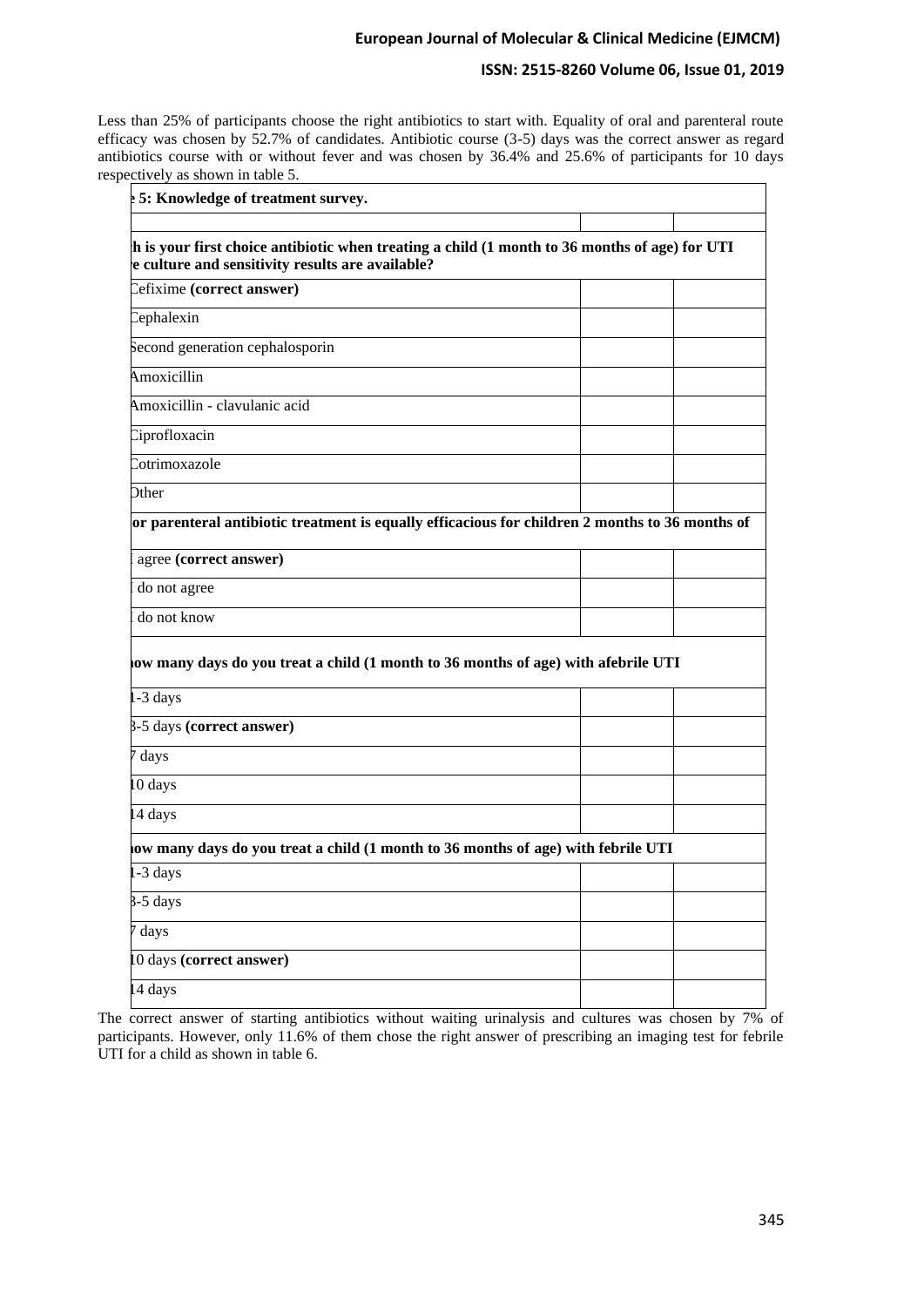Less than 25% of participants choose the right antibiotics to start with. Equality of oral and parenteral route efficacy was chosen by 52.7% of candidates. Antibiotic course (3-5) days was the correct answer as regard antibiotics course with or without fever and was chosen by 36.4% and 25.6% of participants for 10 days respectively as shown in table 5.

| e 5: Knowledge of treatment survey. | | |
|---|---|---|
| | | |
| **h is your first choice antibiotic when treating a child (1 month to 36 months of age) for UTI e culture and sensitivity results are available?** | | |
| Cefixime **(correct answer)** | | |
| Cephalexin | | |
| Second generation cephalosporin | | |
| Amoxicillin | | |
| Amoxicillin - clavulanic acid | | |
| Ciprofloxacin | | |
| Cotrimoxazole | | |
| Other | | |
| **or parenteral antibiotic treatment is equally efficacious for children 2 months to 36 months of** | | |
| agree **(correct answer)** | | |
| do not agree | | |
| do not know | | |
| **ow many days do you treat a child (1 month to 36 months of age) with afebrile UTI** | | |
| 1-3 days | | |
| 3-5 days **(correct answer)** | | |
| 7 days | | |
| 10 days | | |
| 14 days | | |
| **ow many days do you treat a child (1 month to 36 months of age) with febrile UTI** | | |
| 1-3 days | | |
| 3-5 days | | |
| 7 days | | |
| 10 days **(correct answer)** | | |
| 14 days | | |

The correct answer of starting antibiotics without waiting urinalysis and cultures was chosen by 7% of participants. However, only 11.6% of them chose the right answer of prescribing an imaging test for febrile UTI for a child as shown in table 6.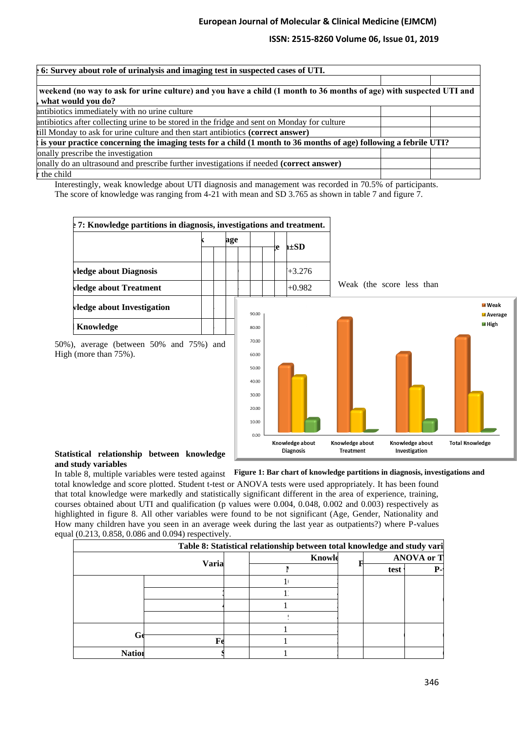| 6: Survey about role of urinalysis and imaging test in suspected cases of UTI. | | |
|---|---|---|
| | | |
| **weekend (no way to ask for urine culture) and you have a child (1 month to 36 months of age) with suspected UTI and , what would you do?** | | |
| antibiotics immediately with no urine culture | | |
| antibiotics after collecting urine to be stored in the fridge and sent on Monday for culture | | |
| till Monday to ask for urine culture and then start antibiotics **(correct answer)** | | |
| **is your practice concerning the imaging tests for a child (1 month to 36 months of age) following a febrile UTI?** | | |
| onally prescribe the investigation | | |
| onally do an ultrasound and prescribe further investigations if needed **(correct answer)** | | |
| r the child | | |

Interestingly, weak knowledge about UTI diagnosis and management was recorded in 70.5% of participants. The score of knowledge was ranging from 4-21 with mean and SD 3.765 as shown in table 7 and figure 7.

| 7: Knowledge partitions in diagnosis, investigations and treatment. | | | | | | | | |
|---|---|---|---|---|---|---|---|---|
| | | | age | | | | e | ±SD |
| **vledge about Diagnosis** | | | | | | | | +3.276 |
| **vledge about Treatment** | | | | | | | | +0.982 |
| **vledge about Investigation** | | | | | | | | |
| **Knowledge** | | | | | | | | |

Weak (the score less than 50%), average (between 50% and 75%) and High (more than 75%).

**Figure 1: Bar chart of knowledge partitions in diagnosis, investigations and**

### Statistical relationship between knowledge and study variables

In table 8, multiple variables were tested against total knowledge and score plotted. Student t-test or ANOVA tests were used appropriately. It has been found that total knowledge were markedly and statistically significant different in the area of experience, training, courses obtained about UTI and qualification (p values were 0.004, 0.048, 0.002 and 0.003) respectively as highlighted in figure 8. All other variables were found to be not significant (Age, Gender, Nationality and How many children have you seen in an average week during the last year as outpatients?) where P-values equal (0.213, 0.858, 0.086 and 0.094) respectively.

| Table 8: Statistical relationship between total knowledge and study vari | | | | | | |
|---|---|---|---|---|---|---|
| Varia | | | Knowle | | ANOVA or T | |
| | | | N | F | test | P- |
| | | | 1 | | | |
| | | | 1 | | | |
| | | | 1 | | | |
| | | | | | | |
| Ge | | | 1 | | | |
| | Fe | | 1 | | | |
| Natio | S | | 1 | | | |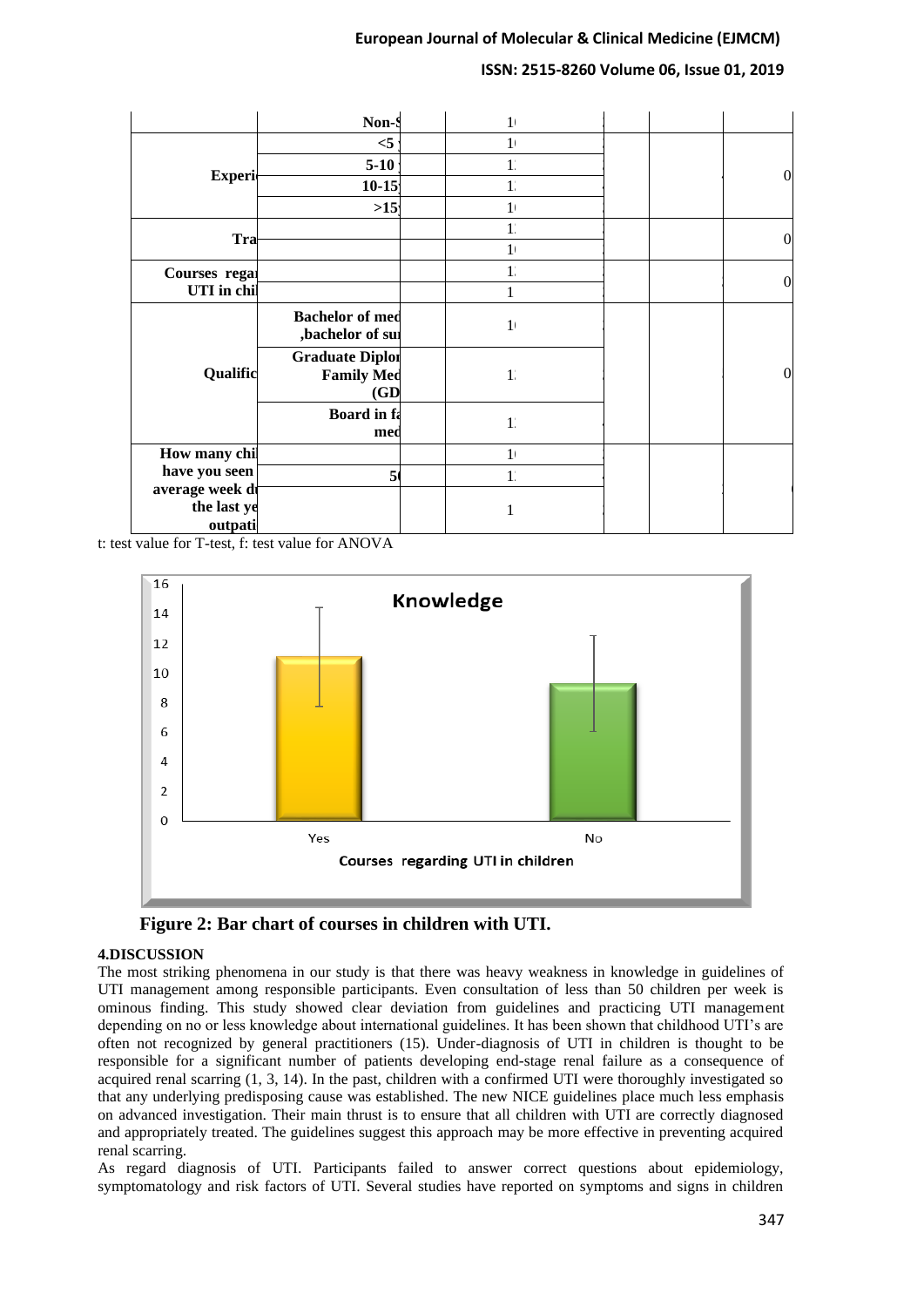| | | | | | |
|---|---|---|---|---|---|
| | Non-S | | 1 | | | |
| Experi | <5 | | 1 | | | 0 |
| | 5-10 | | 1 | | | |
| | 10-15 | | 1 | | | |
| | >15 | | 1 | | | |
| Tra | | | 1 | | | 0 |
| | | | 1 | | | |
| Courses regar UTI in chi | | | 1 | | | 0 |
| | | | 1 | | | |
| Qualific | Bachelor of med ,bachelor of su | | 1 | | | 0 |
| | Graduate Diplo Family Med (GD | | 1 | | | |
| | Board in fa med | | 1 | | | |
| How many chi have you seen average week d the last ye outpati | | | 1 | | | |
| | 5 | | 1 | | | |
| | | | 1 | | | |

t: test value for T-test, f: test value for ANOVA

Figure 2: Bar chart of courses in children with UTI.

## 4.DISCUSSION

The most striking phenomena in our study is that there was heavy weakness in knowledge in guidelines of UTI management among responsible participants. Even consultation of less than 50 children per week is ominous finding. This study showed clear deviation from guidelines and practicing UTI management depending on no or less knowledge about international guidelines. It has been shown that childhood UTI's are often not recognized by general practitioners (15). Under-diagnosis of UTI in children is thought to be responsible for a significant number of patients developing end-stage renal failure as a consequence of acquired renal scarring (1, 3, 14). In the past, children with a confirmed UTI were thoroughly investigated so that any underlying predisposing cause was established. The new NICE guidelines place much less emphasis on advanced investigation. Their main thrust is to ensure that all children with UTI are correctly diagnosed and appropriately treated. The guidelines suggest this approach may be more effective in preventing acquired renal scarring.

As regard diagnosis of UTI. Participants failed to answer correct questions about epidemiology, symptomatology and risk factors of UTI. Several studies have reported on symptoms and signs in children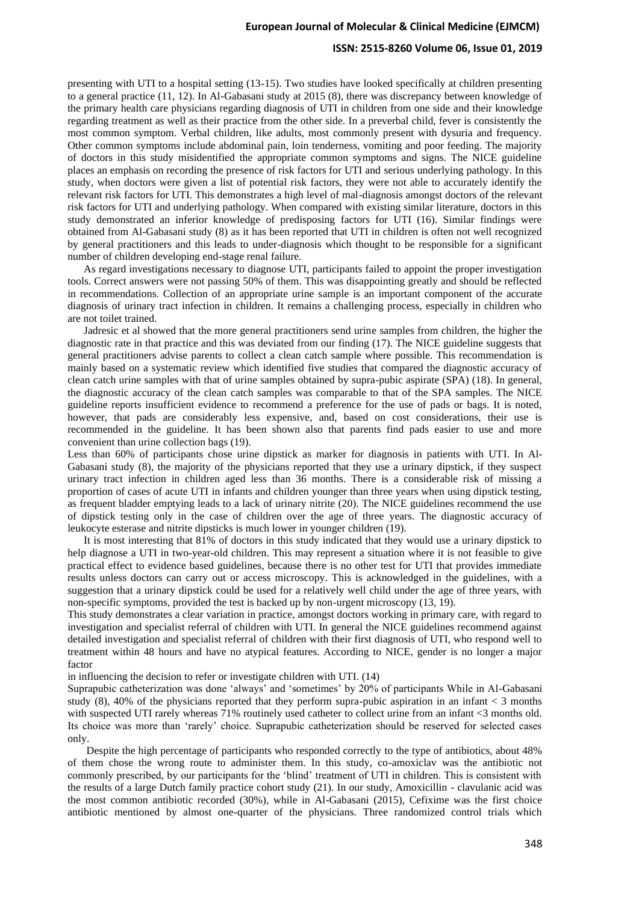presenting with UTI to a hospital setting (13-15). Two studies have looked specifically at children presenting to a general practice (11, 12). In Al-Gabasani study at 2015 (8), there was discrepancy between knowledge of the primary health care physicians regarding diagnosis of UTI in children from one side and their knowledge regarding treatment as well as their practice from the other side. In a preverbal child, fever is consistently the most common symptom. Verbal children, like adults, most commonly present with dysuria and frequency. Other common symptoms include abdominal pain, loin tenderness, vomiting and poor feeding. The majority of doctors in this study misidentified the appropriate common symptoms and signs. The NICE guideline places an emphasis on recording the presence of risk factors for UTI and serious underlying pathology. In this study, when doctors were given a list of potential risk factors, they were not able to accurately identify the relevant risk factors for UTI. This demonstrates a high level of mal-diagnosis amongst doctors of the relevant risk factors for UTI and underlying pathology. When compared with existing similar literature, doctors in this study demonstrated an inferior knowledge of predisposing factors for UTI (16). Similar findings were obtained from Al-Gabasani study (8) as it has been reported that UTI in children is often not well recognized by general practitioners and this leads to under-diagnosis which thought to be responsible for a significant number of children developing end-stage renal failure.

As regard investigations necessary to diagnose UTI, participants failed to appoint the proper investigation tools. Correct answers were not passing 50% of them. This was disappointing greatly and should be reflected in recommendations. Collection of an appropriate urine sample is an important component of the accurate diagnosis of urinary tract infection in children. It remains a challenging process, especially in children who are not toilet trained.

Jadresic et al showed that the more general practitioners send urine samples from children, the higher the diagnostic rate in that practice and this was deviated from our finding (17). The NICE guideline suggests that general practitioners advise parents to collect a clean catch sample where possible. This recommendation is mainly based on a systematic review which identified five studies that compared the diagnostic accuracy of clean catch urine samples with that of urine samples obtained by supra-pubic aspirate (SPA) (18). In general, the diagnostic accuracy of the clean catch samples was comparable to that of the SPA samples. The NICE guideline reports insufficient evidence to recommend a preference for the use of pads or bags. It is noted, however, that pads are considerably less expensive, and, based on cost considerations, their use is recommended in the guideline. It has been shown also that parents find pads easier to use and more convenient than urine collection bags (19).

Less than 60% of participants chose urine dipstick as marker for diagnosis in patients with UTI. In Al-Gabasani study (8), the majority of the physicians reported that they use a urinary dipstick, if they suspect urinary tract infection in children aged less than 36 months. There is a considerable risk of missing a proportion of cases of acute UTI in infants and children younger than three years when using dipstick testing, as frequent bladder emptying leads to a lack of urinary nitrite (20). The NICE guidelines recommend the use of dipstick testing only in the case of children over the age of three years. The diagnostic accuracy of leukocyte esterase and nitrite dipsticks is much lower in younger children (19).

It is most interesting that 81% of doctors in this study indicated that they would use a urinary dipstick to help diagnose a UTI in two-year-old children. This may represent a situation where it is not feasible to give practical effect to evidence based guidelines, because there is no other test for UTI that provides immediate results unless doctors can carry out or access microscopy. This is acknowledged in the guidelines, with a suggestion that a urinary dipstick could be used for a relatively well child under the age of three years, with non-specific symptoms, provided the test is backed up by non-urgent microscopy (13, 19).

This study demonstrates a clear variation in practice, amongst doctors working in primary care, with regard to investigation and specialist referral of children with UTI. In general the NICE guidelines recommend against detailed investigation and specialist referral of children with their first diagnosis of UTI, who respond well to treatment within 48 hours and have no atypical features. According to NICE, gender is no longer a major factor in influencing the decision to refer or investigate children with UTI. (14)

Suprapubic catheterization was done 'always' and 'sometimes' by 20% of participants While in Al-Gabasani study (8), 40% of the physicians reported that they perform supra-pubic aspiration in an infant < 3 months with suspected UTI rarely whereas 71% routinely used catheter to collect urine from an infant <3 months old. Its choice was more than 'rarely' choice. Suprapubic catheterization should be reserved for selected cases only.

Despite the high percentage of participants who responded correctly to the type of antibiotics, about 48% of them chose the wrong route to administer them. In this study, co-amoxiclav was the antibiotic not commonly prescribed, by our participants for the 'blind' treatment of UTI in children. This is consistent with the results of a large Dutch family practice cohort study (21). In our study, Amoxicillin - clavulanic acid was the most common antibiotic recorded (30%), while in Al-Gabasani (2015), Cefixime was the first choice antibiotic mentioned by almost one-quarter of the physicians. Three randomized control trials which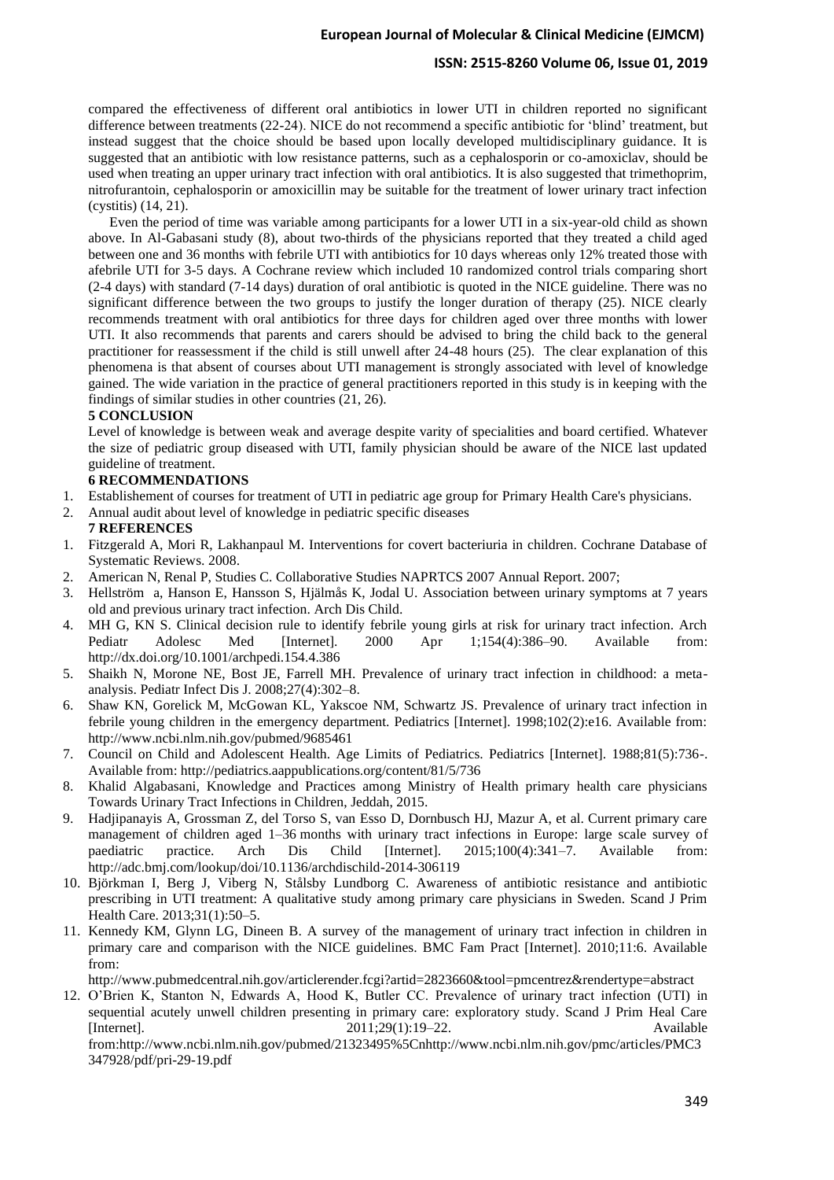compared the effectiveness of different oral antibiotics in lower UTI in children reported no significant difference between treatments (22-24). NICE do not recommend a specific antibiotic for 'blind' treatment, but instead suggest that the choice should be based upon locally developed multidisciplinary guidance. It is suggested that an antibiotic with low resistance patterns, such as a cephalosporin or co-amoxiclav, should be used when treating an upper urinary tract infection with oral antibiotics. It is also suggested that trimethoprim, nitrofurantoin, cephalosporin or amoxicillin may be suitable for the treatment of lower urinary tract infection (cystitis) (14, 21).

Even the period of time was variable among participants for a lower UTI in a six-year-old child as shown above. In Al-Gabasani study (8), about two-thirds of the physicians reported that they treated a child aged between one and 36 months with febrile UTI with antibiotics for 10 days whereas only 12% treated those with afebrile UTI for 3-5 days. A Cochrane review which included 10 randomized control trials comparing short (2-4 days) with standard (7-14 days) duration of oral antibiotic is quoted in the NICE guideline. There was no significant difference between the two groups to justify the longer duration of therapy (25). NICE clearly recommends treatment with oral antibiotics for three days for children aged over three months with lower UTI. It also recommends that parents and carers should be advised to bring the child back to the general practitioner for reassessment if the child is still unwell after 24-48 hours (25). The clear explanation of this phenomena is that absent of courses about UTI management is strongly associated with level of knowledge gained. The wide variation in the practice of general practitioners reported in this study is in keeping with the findings of similar studies in other countries (21, 26).

## 5 CONCLUSION

Level of knowledge is between weak and average despite varity of specialities and board certified. Whatever the size of pediatric group diseased with UTI, family physician should be aware of the NICE last updated guideline of treatment.

## 6 RECOMMENDATIONS

1. Establishement of courses for treatment of UTI in pediatric age group for Primary Health Care's physicians.
2. Annual audit about level of knowledge in pediatric specific diseases

## 7 REFERENCES

1. Fitzgerald A, Mori R, Lakhanpaul M. Interventions for covert bacteriuria in children. Cochrane Database of Systematic Reviews. 2008.
2. American N, Renal P, Studies C. Collaborative Studies NAPRTCS 2007 Annual Report. 2007;
3. Hellström a, Hanson E, Hansson S, Hjälmås K, Jodal U. Association between urinary symptoms at 7 years old and previous urinary tract infection. Arch Dis Child.
4. MH G, KN S. Clinical decision rule to identify febrile young girls at risk for urinary tract infection. Arch Pediatr Adolesc Med [Internet]. 2000 Apr 1;154(4):386–90. Available from: http://dx.doi.org/10.1001/archpedi.154.4.386
5. Shaikh N, Morone NE, Bost JE, Farrell MH. Prevalence of urinary tract infection in childhood: a meta-analysis. Pediatr Infect Dis J. 2008;27(4):302–8.
6. Shaw KN, Gorelick M, McGowan KL, Yakscoe NM, Schwartz JS. Prevalence of urinary tract infection in febrile young children in the emergency department. Pediatrics [Internet]. 1998;102(2):e16. Available from: http://www.ncbi.nlm.nih.gov/pubmed/9685461
7. Council on Child and Adolescent Health. Age Limits of Pediatrics. Pediatrics [Internet]. 1988;81(5):736-. Available from: http://pediatrics.aappublications.org/content/81/5/736
8. Khalid Algabasani, Knowledge and Practices among Ministry of Health primary health care physicians Towards Urinary Tract Infections in Children, Jeddah, 2015.
9. Hadjipanayis A, Grossman Z, del Torso S, van Esso D, Dornbusch HJ, Mazur A, et al. Current primary care management of children aged 1–36 months with urinary tract infections in Europe: large scale survey of paediatric practice. Arch Dis Child [Internet]. 2015;100(4):341–7. Available from: http://adc.bmj.com/lookup/doi/10.1136/archdischild-2014-306119
10. Björkman I, Berg J, Viberg N, Stålsby Lundborg C. Awareness of antibiotic resistance and antibiotic prescribing in UTI treatment: A qualitative study among primary care physicians in Sweden. Scand J Prim Health Care. 2013;31(1):50–5.
11. Kennedy KM, Glynn LG, Dineen B. A survey of the management of urinary tract infection in children in primary care and comparison with the NICE guidelines. BMC Fam Pract [Internet]. 2010;11:6. Available from: http://www.pubmedcentral.nih.gov/articlerender.fcgi?artid=2823660&tool=pmcentrez&rendertype=abstract
12. O'Brien K, Stanton N, Edwards A, Hood K, Butler CC. Prevalence of urinary tract infection (UTI) in sequential acutely unwell children presenting in primary care: exploratory study. Scand J Prim Heal Care [Internet]. 2011;29(1):19–22. Available from:http://www.ncbi.nlm.nih.gov/pubmed/21323495%5Cnhttp://www.ncbi.nlm.nih.gov/pmc/articles/PMC3347928/pdf/pri-29-19.pdf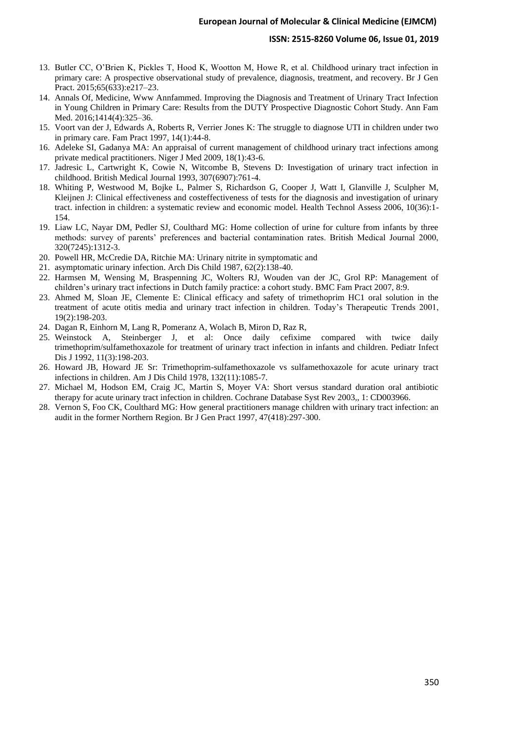13. Butler CC, O'Brien K, Pickles T, Hood K, Wootton M, Howe R, et al. Childhood urinary tract infection in primary care: A prospective observational study of prevalence, diagnosis, treatment, and recovery. Br J Gen Pract. 2015;65(633):e217–23.
14. Annals Of, Medicine, Www Annfammed. Improving the Diagnosis and Treatment of Urinary Tract Infection in Young Children in Primary Care: Results from the DUTY Prospective Diagnostic Cohort Study. Ann Fam Med. 2016;1414(4):325–36.
15. Voort van der J, Edwards A, Roberts R, Verrier Jones K: The struggle to diagnose UTI in children under two in primary care. Fam Pract 1997, 14(1):44-8.
16. Adeleke SI, Gadanya MA: An appraisal of current management of childhood urinary tract infections among private medical practitioners. Niger J Med 2009, 18(1):43-6.
17. Jadresic L, Cartwright K, Cowie N, Witcombe B, Stevens D: Investigation of urinary tract infection in childhood. British Medical Journal 1993, 307(6907):761-4.
18. Whiting P, Westwood M, Bojke L, Palmer S, Richardson G, Cooper J, Watt I, Glanville J, Sculpher M, Kleijnen J: Clinical effectiveness and costeffectiveness of tests for the diagnosis and investigation of urinary tract. infection in children: a systematic review and economic model. Health Technol Assess 2006, 10(36):1-154.
19. Liaw LC, Nayar DM, Pedler SJ, Coulthard MG: Home collection of urine for culture from infants by three methods: survey of parents' preferences and bacterial contamination rates. British Medical Journal 2000, 320(7245):1312-3.
20. Powell HR, McCredie DA, Ritchie MA: Urinary nitrite in symptomatic and
21. asymptomatic urinary infection. Arch Dis Child 1987, 62(2):138-40.
22. Harmsen M, Wensing M, Braspenning JC, Wolters RJ, Wouden van der JC, Grol RP: Management of children's urinary tract infections in Dutch family practice: a cohort study. BMC Fam Pract 2007, 8:9.
23. Ahmed M, Sloan JE, Clemente E: Clinical efficacy and safety of trimethoprim HC1 oral solution in the treatment of acute otitis media and urinary tract infection in children. Today's Therapeutic Trends 2001, 19(2):198-203.
24. Dagan R, Einhorn M, Lang R, Pomeranz A, Wolach B, Miron D, Raz R,
25. Weinstock A, Steinberger J, et al: Once daily cefixime compared with twice daily trimethoprim/sulfamethoxazole for treatment of urinary tract infection in infants and children. Pediatr Infect Dis J 1992, 11(3):198-203.
26. Howard JB, Howard JE Sr: Trimethoprim-sulfamethoxazole vs sulfamethoxazole for acute urinary tract infections in children. Am J Dis Child 1978, 132(11):1085-7.
27. Michael M, Hodson EM, Craig JC, Martin S, Moyer VA: Short versus standard duration oral antibiotic therapy for acute urinary tract infection in children. Cochrane Database Syst Rev 2003,, 1: CD003966.
28. Vernon S, Foo CK, Coulthard MG: How general practitioners manage children with urinary tract infection: an audit in the former Northern Region. Br J Gen Pract 1997, 47(418):297-300.